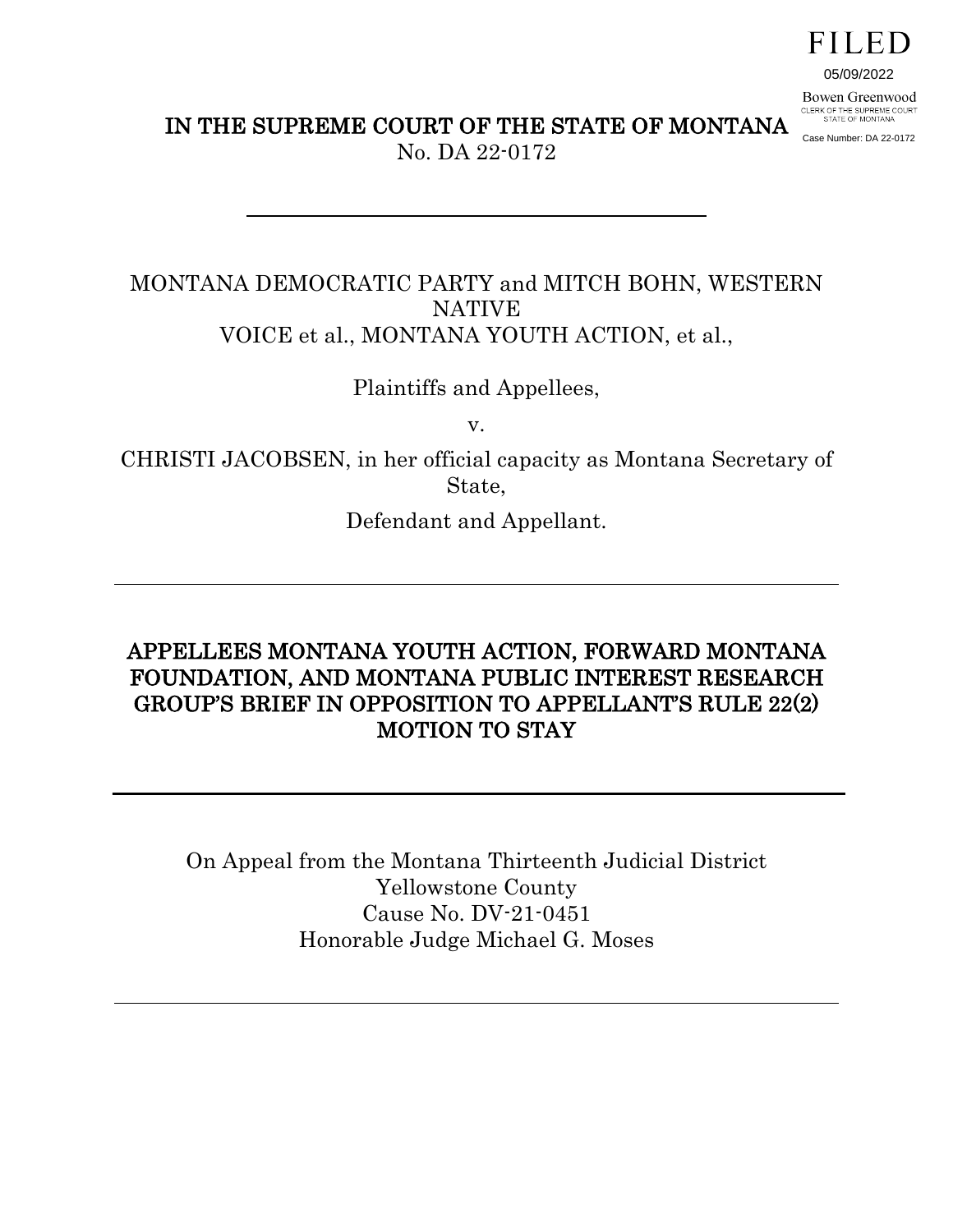FILED

05/09/2022

Bowen Greenwood
CLERK OF THE SUPREME COURT
STATE OF MONTANA

Case Number: DA 22-0172

# IN THE SUPREME COURT OF THE STATE OF MONTANA

No. DA 22-0172

---

MONTANA DEMOCRATIC PARTY and MITCH BOHN, WESTERN NATIVE VOICE et al., MONTANA YOUTH ACTION, et al.,

Plaintiffs and Appellees,

v.

CHRISTI JACOBSEN, in her official capacity as Montana Secretary of State,

Defendant and Appellant.

---

## APPELLEES MONTANA YOUTH ACTION, FORWARD MONTANA FOUNDATION, AND MONTANA PUBLIC INTEREST RESEARCH GROUP'S BRIEF IN OPPOSITION TO APPELLANT'S RULE 22(2) MOTION TO STAY

---

On Appeal from the Montana Thirteenth Judicial District
Yellowstone County
Cause No. DV-21-0451
Honorable Judge Michael G. Moses

---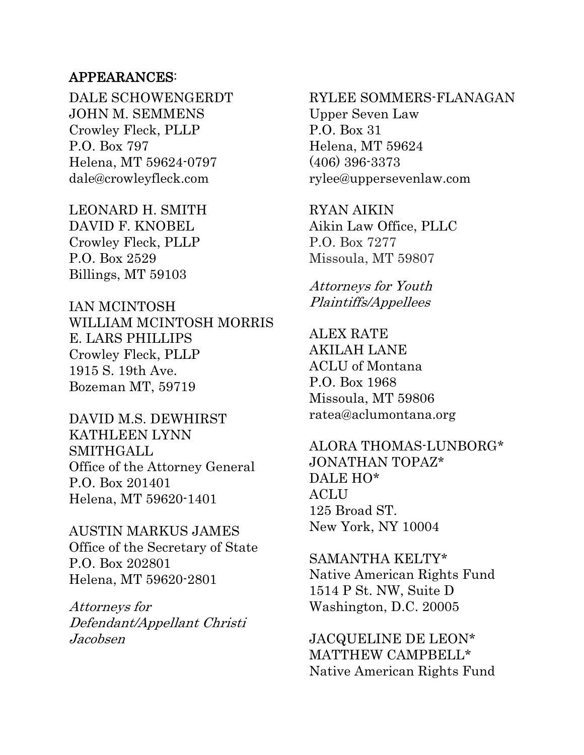**APPEARANCES**:

DALE SCHOWENGERDT
JOHN M. SEMMENS
Crowley Fleck, PLLP
P.O. Box 797
Helena, MT 59624-0797
dale@crowleyfleck.com

LEONARD H. SMITH
DAVID F. KNOBEL
Crowley Fleck, PLLP
P.O. Box 2529
Billings, MT 59103

IAN MCINTOSH
WILLIAM MCINTOSH MORRIS
E. LARS PHILLIPS
Crowley Fleck, PLLP
1915 S. 19th Ave.
Bozeman MT, 59719

DAVID M.S. DEWHIRST
KATHLEEN LYNN SMITHGALL
Office of the Attorney General
P.O. Box 201401
Helena, MT 59620-1401

AUSTIN MARKUS JAMES
Office of the Secretary of State
P.O. Box 202801
Helena, MT 59620-2801

*Attorneys for Defendant/Appellant Christi Jacobsen*

RYLEE SOMMERS-FLANAGAN
Upper Seven Law
P.O. Box 31
Helena, MT 59624
(406) 396-3373
rylee@uppersevenlaw.com

RYAN AIKIN
Aikin Law Office, PLLC
P.O. Box 7277
Missoula, MT 59807

*Attorneys for Youth Plaintiffs/Appellees*

ALEX RATE
AKILAH LANE
ACLU of Montana
P.O. Box 1968
Missoula, MT 59806
ratea@aclumontana.org

ALORA THOMAS-LUNBORG*
JONATHAN TOPAZ*
DALE HO*
ACLU
125 Broad ST.
New York, NY 10004

SAMANTHA KELTY*
Native American Rights Fund
1514 P St. NW, Suite D
Washington, D.C. 20005

JACQUELINE DE LEON*
MATTHEW CAMPBELL*
Native American Rights Fund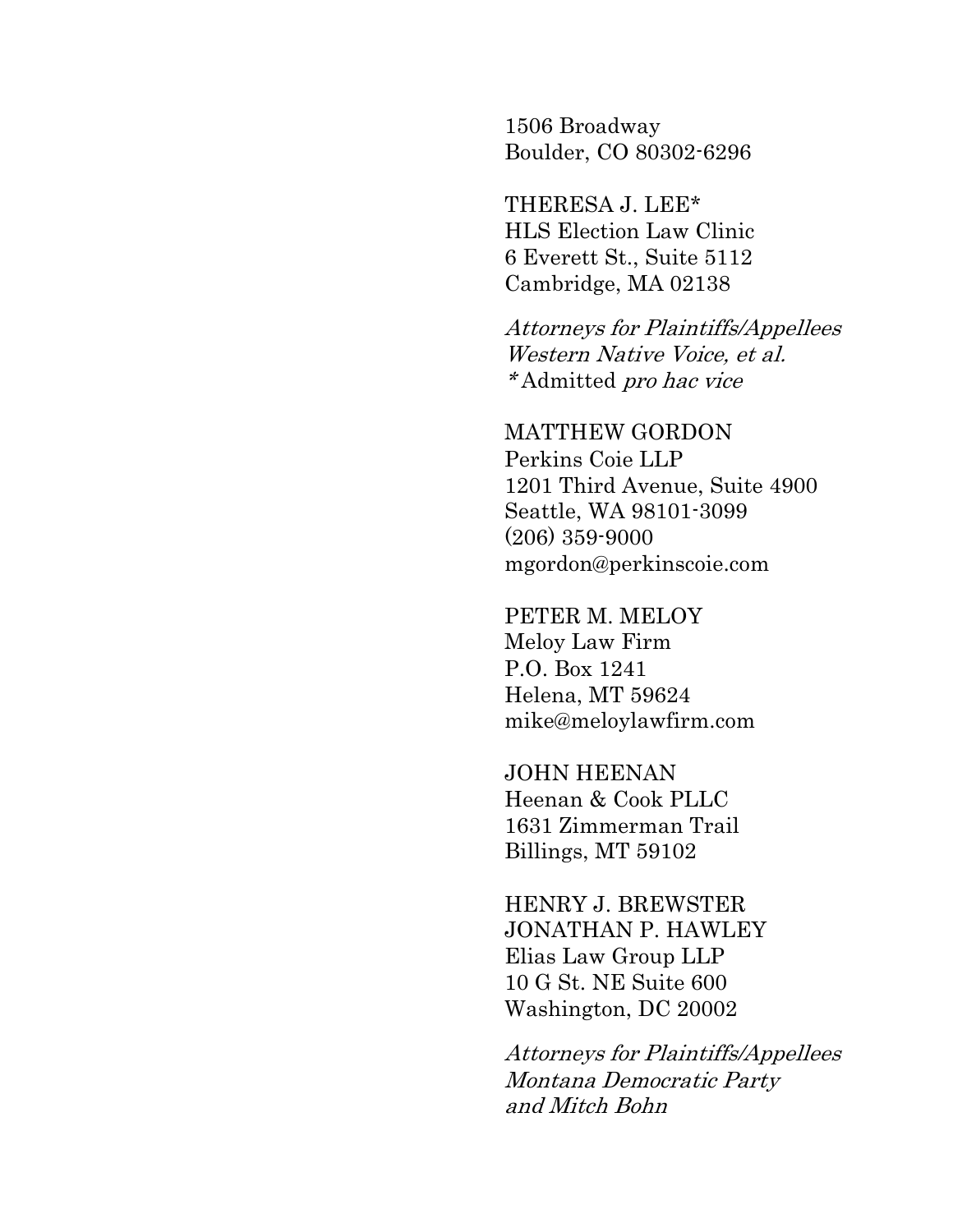1506 Broadway
Boulder, CO 80302-6296

THERESA J. LEE*
HLS Election Law Clinic
6 Everett St., Suite 5112
Cambridge, MA 02138

*Attorneys for Plaintiffs/Appellees*
*Western Native Voice, et al.*
*\*Admitted *pro hac vice**

MATTHEW GORDON
Perkins Coie LLP
1201 Third Avenue, Suite 4900
Seattle, WA 98101-3099
(206) 359-9000
mgordon@perkinscoie.com

PETER M. MELOY
Meloy Law Firm
P.O. Box 1241
Helena, MT 59624
mike@meloylawfirm.com

JOHN HEENAN
Heenan & Cook PLLC
1631 Zimmerman Trail
Billings, MT 59102

HENRY J. BREWSTER
JONATHAN P. HAWLEY
Elias Law Group LLP
10 G St. NE Suite 600
Washington, DC 20002

*Attorneys for Plaintiffs/Appellees*
*Montana Democratic Party*
*and Mitch Bohn*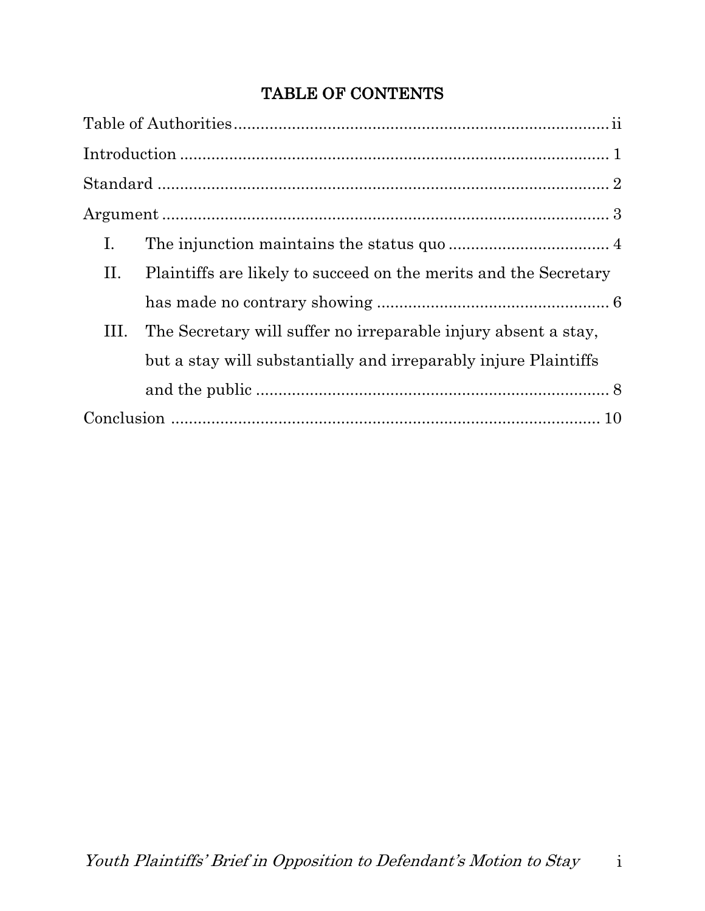# TABLE OF CONTENTS

Table of Authorities .................................................................................... ii

Introduction ................................................................................................ 1

Standard ...................................................................................................... 2

Argument ..................................................................................................... 3

- I. The injunction maintains the status quo .................................... 4
- II. Plaintiffs are likely to succeed on the merits and the Secretary has made no contrary showing ..................................................... 6
- III. The Secretary will suffer no irreparable injury absent a stay, but a stay will substantially and irreparably injure Plaintiffs and the public ............................................................................... 8

Conclusion ................................................................................................. 10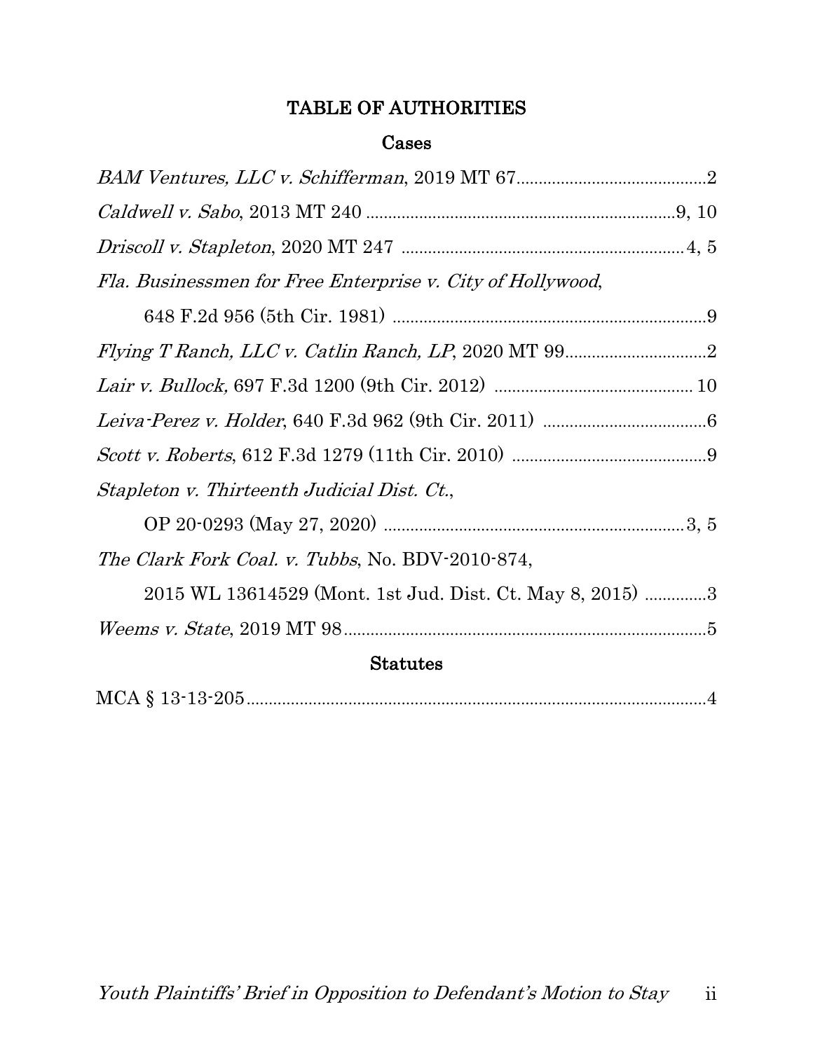# TABLE OF AUTHORITIES

## Cases

*BAM Ventures, LLC v. Schifferman*, 2019 MT 67 .......... 2

*Caldwell v. Sabo*, 2013 MT 240 .......... 9, 10

*Driscoll v. Stapleton*, 2020 MT 247 .......... 4, 5

*Fla. Businessmen for Free Enterprise v. City of Hollywood*,
 648 F.2d 956 (5th Cir. 1981) .......... 9

*Flying T Ranch, LLC v. Catlin Ranch, LP*, 2020 MT 99 .......... 2

*Lair v. Bullock,* 697 F.3d 1200 (9th Cir. 2012) .......... 10

*Leiva-Perez v. Holder*, 640 F.3d 962 (9th Cir. 2011) .......... 6

*Scott v. Roberts*, 612 F.3d 1279 (11th Cir. 2010) .......... 9

*Stapleton v. Thirteenth Judicial Dist. Ct.*,
 OP 20-0293 (May 27, 2020) .......... 3, 5

*The Clark Fork Coal. v. Tubbs*, No. BDV-2010-874,
 2015 WL 13614529 (Mont. 1st Jud. Dist. Ct. May 8, 2015) .......... 3

*Weems v. State*, 2019 MT 98 .......... 5

## Statutes

MCA § 13-13-205 .......... 4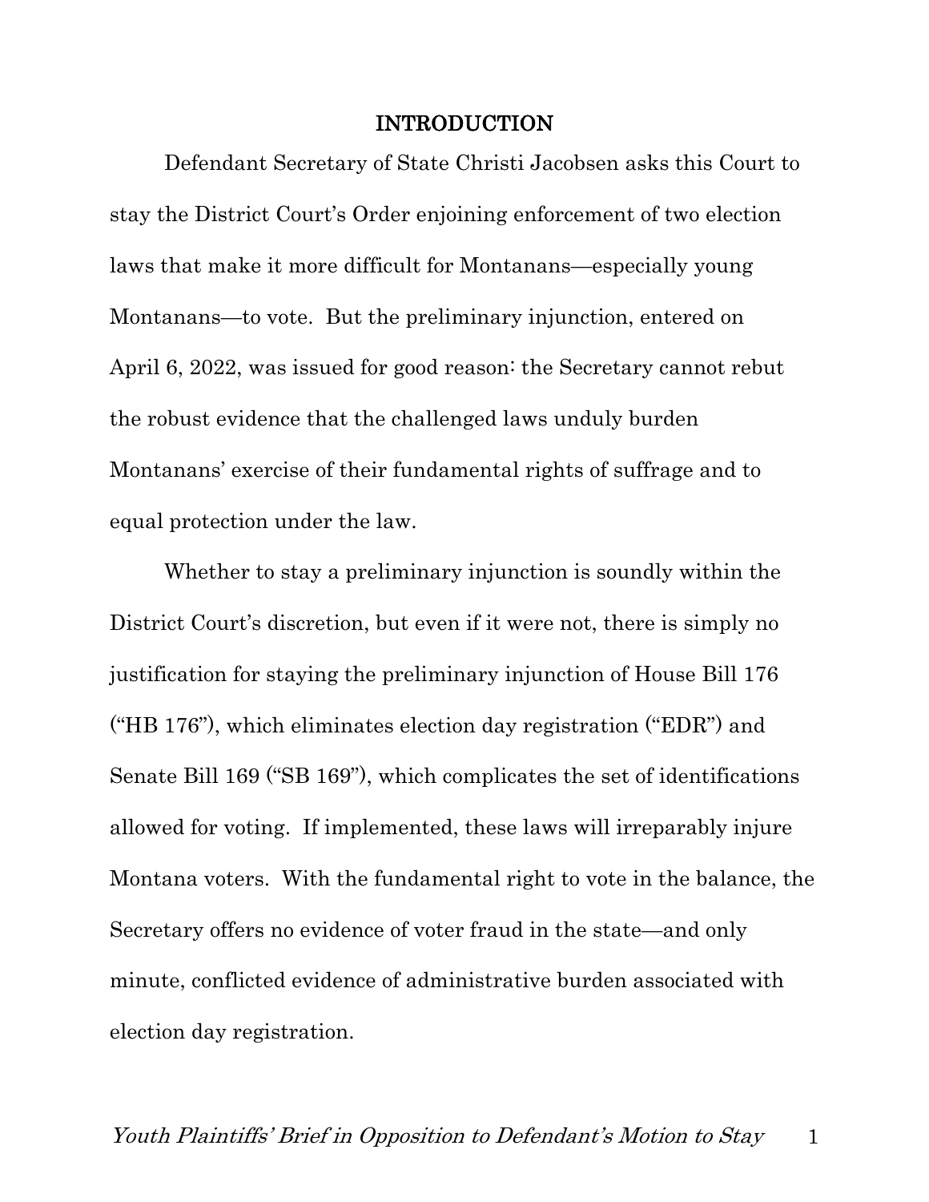## INTRODUCTION

Defendant Secretary of State Christi Jacobsen asks this Court to stay the District Court's Order enjoining enforcement of two election laws that make it more difficult for Montanans—especially young Montanans—to vote. But the preliminary injunction, entered on April 6, 2022, was issued for good reason: the Secretary cannot rebut the robust evidence that the challenged laws unduly burden Montanans' exercise of their fundamental rights of suffrage and to equal protection under the law.

Whether to stay a preliminary injunction is soundly within the District Court's discretion, but even if it were not, there is simply no justification for staying the preliminary injunction of House Bill 176 ("HB 176"), which eliminates election day registration ("EDR") and Senate Bill 169 ("SB 169"), which complicates the set of identifications allowed for voting. If implemented, these laws will irreparably injure Montana voters. With the fundamental right to vote in the balance, the Secretary offers no evidence of voter fraud in the state—and only minute, conflicted evidence of administrative burden associated with election day registration.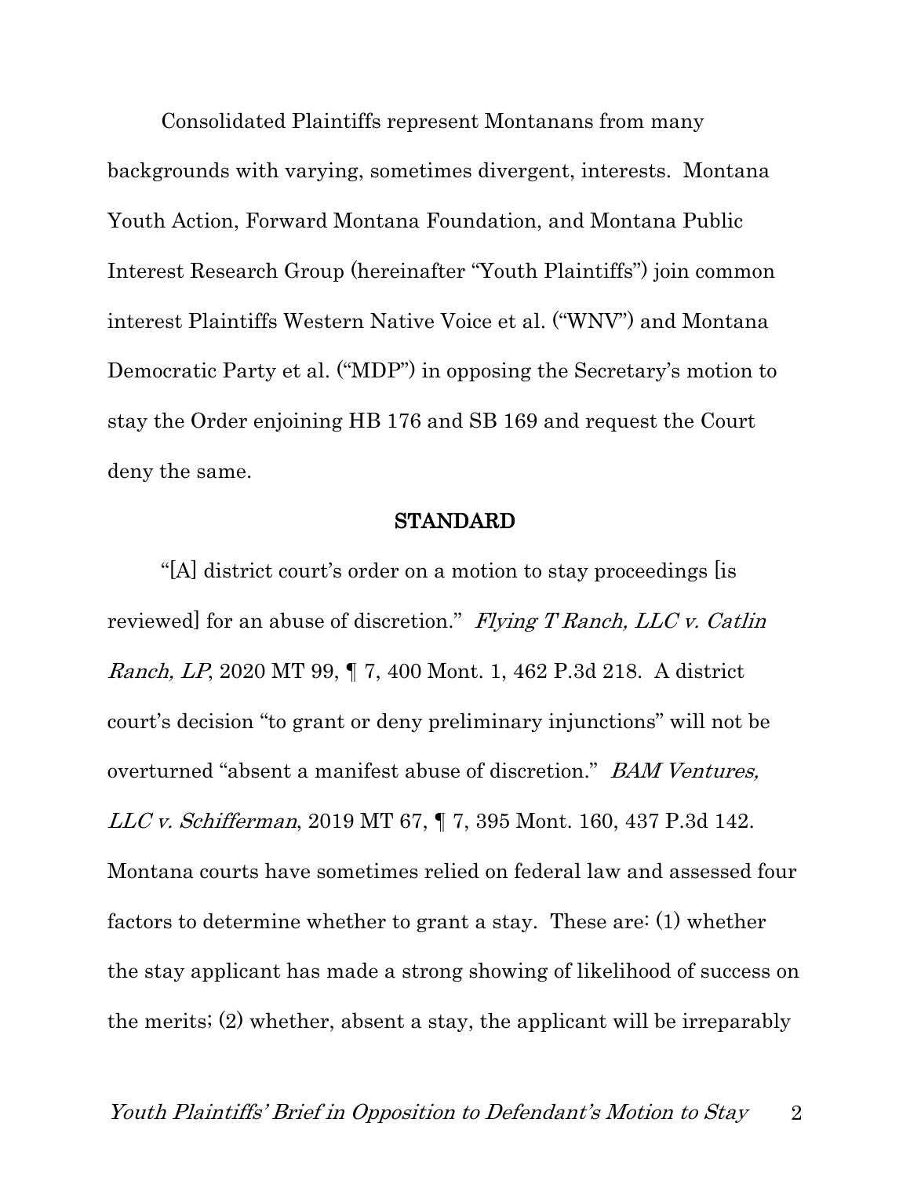Consolidated Plaintiffs represent Montanans from many backgrounds with varying, sometimes divergent, interests. Montana Youth Action, Forward Montana Foundation, and Montana Public Interest Research Group (hereinafter "Youth Plaintiffs") join common interest Plaintiffs Western Native Voice et al. ("WNV") and Montana Democratic Party et al. ("MDP") in opposing the Secretary's motion to stay the Order enjoining HB 176 and SB 169 and request the Court deny the same.

## STANDARD

"[A] district court's order on a motion to stay proceedings [is reviewed] for an abuse of discretion." *Flying T Ranch, LLC v. Catlin Ranch, LP*, 2020 MT 99, ¶ 7, 400 Mont. 1, 462 P.3d 218. A district court's decision "to grant or deny preliminary injunctions" will not be overturned "absent a manifest abuse of discretion." *BAM Ventures, LLC v. Schifferman*, 2019 MT 67, ¶ 7, 395 Mont. 160, 437 P.3d 142. Montana courts have sometimes relied on federal law and assessed four factors to determine whether to grant a stay. These are: (1) whether the stay applicant has made a strong showing of likelihood of success on the merits; (2) whether, absent a stay, the applicant will be irreparably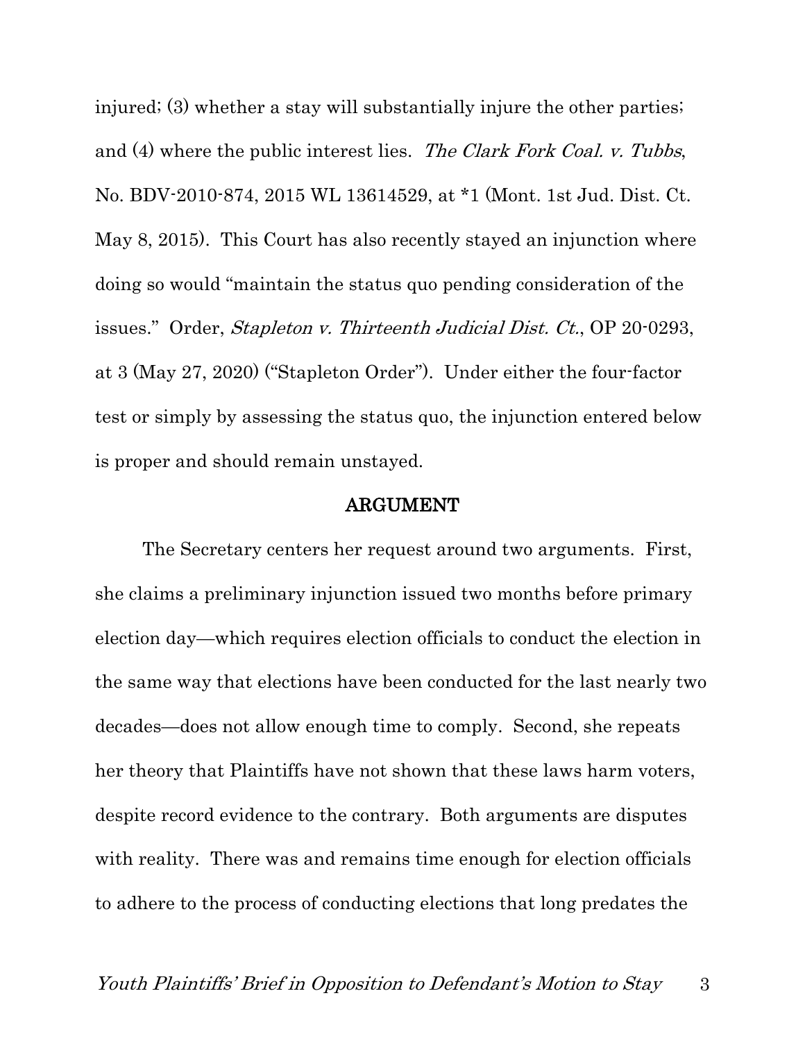injured; (3) whether a stay will substantially injure the other parties; and (4) where the public interest lies. *The Clark Fork Coal. v. Tubbs*, No. BDV-2010-874, 2015 WL 13614529, at *1 (Mont. 1st Jud. Dist. Ct. May 8, 2015). This Court has also recently stayed an injunction where doing so would "maintain the status quo pending consideration of the issues." Order, *Stapleton v. Thirteenth Judicial Dist. Ct.*, OP 20-0293, at 3 (May 27, 2020) ("Stapleton Order"). Under either the four-factor test or simply by assessing the status quo, the injunction entered below is proper and should remain unstayed.

## ARGUMENT

The Secretary centers her request around two arguments. First, she claims a preliminary injunction issued two months before primary election day—which requires election officials to conduct the election in the same way that elections have been conducted for the last nearly two decades—does not allow enough time to comply. Second, she repeats her theory that Plaintiffs have not shown that these laws harm voters, despite record evidence to the contrary. Both arguments are disputes with reality. There was and remains time enough for election officials to adhere to the process of conducting elections that long predates the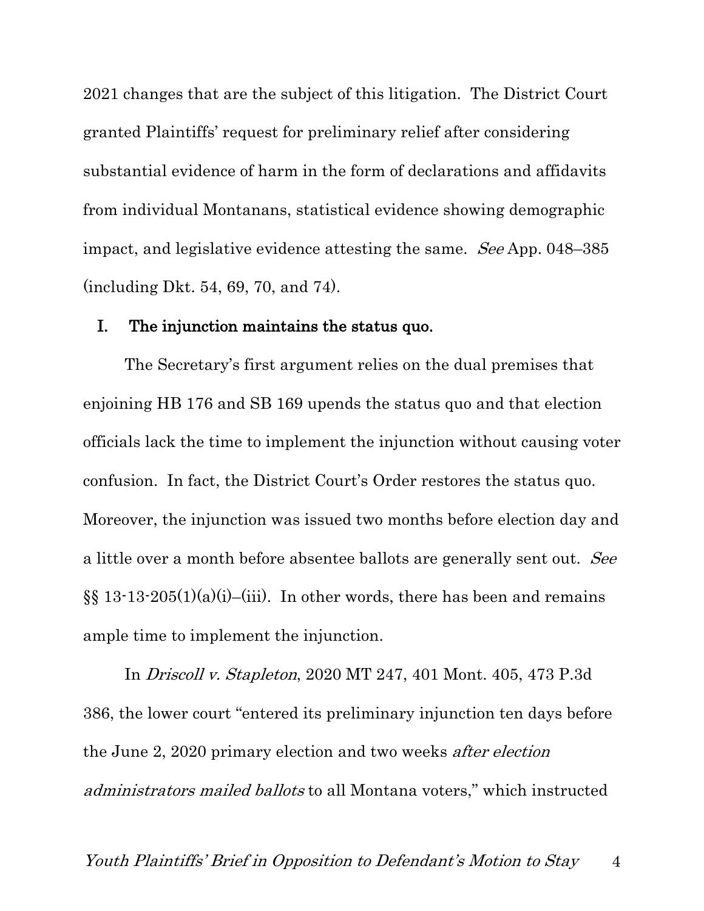2021 changes that are the subject of this litigation. The District Court granted Plaintiffs' request for preliminary relief after considering substantial evidence of harm in the form of declarations and affidavits from individual Montanans, statistical evidence showing demographic impact, and legislative evidence attesting the same. *See* App. 048–385 (including Dkt. 54, 69, 70, and 74).

## I. The injunction maintains the status quo.

The Secretary's first argument relies on the dual premises that enjoining HB 176 and SB 169 upends the status quo and that election officials lack the time to implement the injunction without causing voter confusion. In fact, the District Court's Order restores the status quo. Moreover, the injunction was issued two months before election day and a little over a month before absentee ballots are generally sent out. *See* §§ 13-13-205(1)(a)(i)–(iii). In other words, there has been and remains ample time to implement the injunction.

In *Driscoll v. Stapleton*, 2020 MT 247, 401 Mont. 405, 473 P.3d 386, the lower court "entered its preliminary injunction ten days before the June 2, 2020 primary election and two weeks *after election administrators mailed ballots* to all Montana voters," which instructed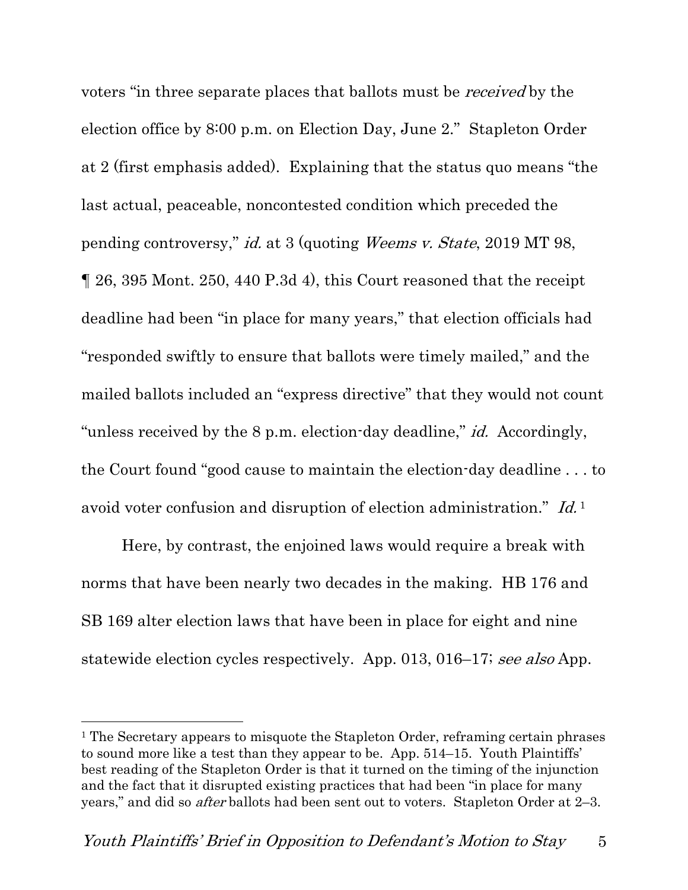voters "in three separate places that ballots must be *received* by the election office by 8:00 p.m. on Election Day, June 2." Stapleton Order at 2 (first emphasis added). Explaining that the status quo means "the last actual, peaceable, noncontested condition which preceded the pending controversy," *id.* at 3 (quoting *Weems v. State*, 2019 MT 98, ¶ 26, 395 Mont. 250, 440 P.3d 4), this Court reasoned that the receipt deadline had been "in place for many years," that election officials had "responded swiftly to ensure that ballots were timely mailed," and the mailed ballots included an "express directive" that they would not count "unless received by the 8 p.m. election-day deadline," *id.* Accordingly, the Court found "good cause to maintain the election-day deadline . . . to avoid voter confusion and disruption of election administration." *Id.*[1]

Here, by contrast, the enjoined laws would require a break with norms that have been nearly two decades in the making. HB 176 and SB 169 alter election laws that have been in place for eight and nine statewide election cycles respectively. App. 013, 016–17; *see also* App.

[1] The Secretary appears to misquote the Stapleton Order, reframing certain phrases to sound more like a test than they appear to be. App. 514–15. Youth Plaintiffs' best reading of the Stapleton Order is that it turned on the timing of the injunction and the fact that it disrupted existing practices that had been "in place for many years," and did so *after* ballots had been sent out to voters. Stapleton Order at 2–3.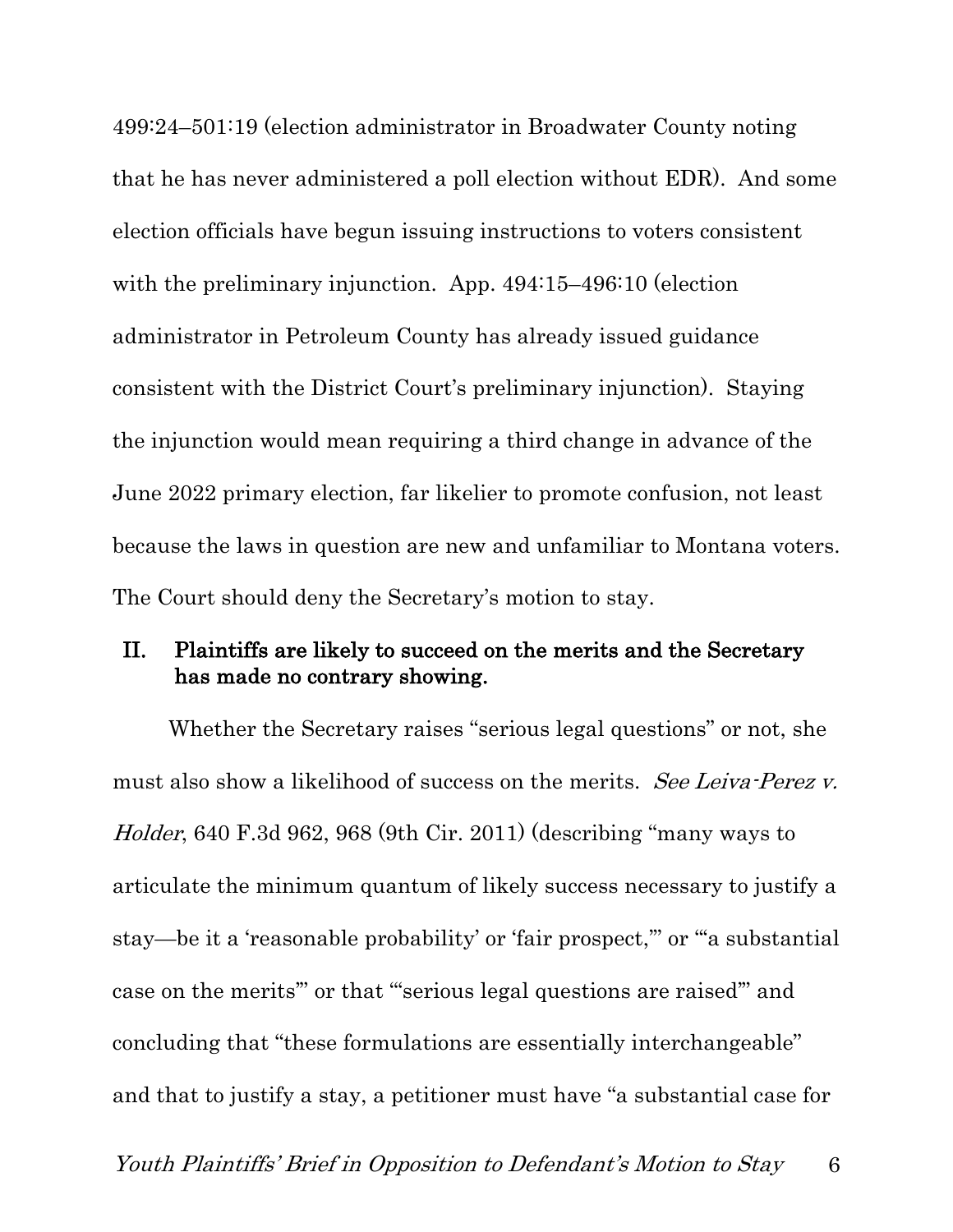499:24–501:19 (election administrator in Broadwater County noting that he has never administered a poll election without EDR). And some election officials have begun issuing instructions to voters consistent with the preliminary injunction. App. 494:15–496:10 (election administrator in Petroleum County has already issued guidance consistent with the District Court's preliminary injunction). Staying the injunction would mean requiring a third change in advance of the June 2022 primary election, far likelier to promote confusion, not least because the laws in question are new and unfamiliar to Montana voters. The Court should deny the Secretary's motion to stay.

## II. Plaintiffs are likely to succeed on the merits and the Secretary has made no contrary showing.

Whether the Secretary raises "serious legal questions" or not, she must also show a likelihood of success on the merits. *See Leiva-Perez v. Holder*, 640 F.3d 962, 968 (9th Cir. 2011) (describing "many ways to articulate the minimum quantum of likely success necessary to justify a stay—be it a 'reasonable probability' or 'fair prospect,'" or "'a substantial case on the merits'" or that "'serious legal questions are raised'" and concluding that "these formulations are essentially interchangeable" and that to justify a stay, a petitioner must have "a substantial case for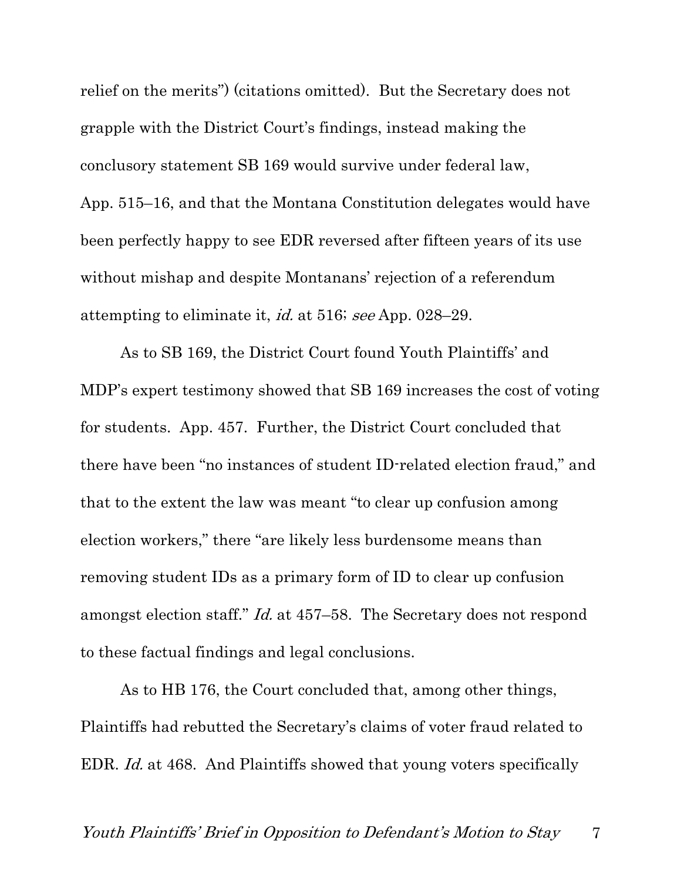relief on the merits") (citations omitted). But the Secretary does not grapple with the District Court's findings, instead making the conclusory statement SB 169 would survive under federal law, App. 515–16, and that the Montana Constitution delegates would have been perfectly happy to see EDR reversed after fifteen years of its use without mishap and despite Montanans' rejection of a referendum attempting to eliminate it, *id.* at 516; *see* App. 028–29.

As to SB 169, the District Court found Youth Plaintiffs' and MDP's expert testimony showed that SB 169 increases the cost of voting for students. App. 457. Further, the District Court concluded that there have been "no instances of student ID-related election fraud," and that to the extent the law was meant "to clear up confusion among election workers," there "are likely less burdensome means than removing student IDs as a primary form of ID to clear up confusion amongst election staff." *Id.* at 457–58. The Secretary does not respond to these factual findings and legal conclusions.

As to HB 176, the Court concluded that, among other things, Plaintiffs had rebutted the Secretary's claims of voter fraud related to EDR. *Id.* at 468. And Plaintiffs showed that young voters specifically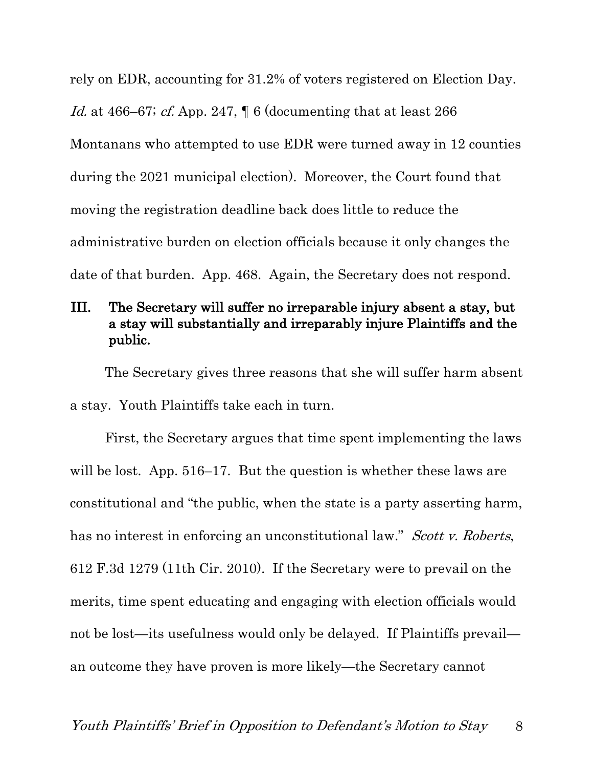rely on EDR, accounting for 31.2% of voters registered on Election Day. *Id.* at 466–67; *cf.* App. 247, ¶ 6 (documenting that at least 266 Montanans who attempted to use EDR were turned away in 12 counties during the 2021 municipal election). Moreover, the Court found that moving the registration deadline back does little to reduce the administrative burden on election officials because it only changes the date of that burden. App. 468. Again, the Secretary does not respond.

### III. The Secretary will suffer no irreparable injury absent a stay, but a stay will substantially and irreparably injure Plaintiffs and the public.

The Secretary gives three reasons that she will suffer harm absent a stay. Youth Plaintiffs take each in turn.

First, the Secretary argues that time spent implementing the laws will be lost. App. 516–17. But the question is whether these laws are constitutional and "the public, when the state is a party asserting harm, has no interest in enforcing an unconstitutional law." *Scott v. Roberts*, 612 F.3d 1279 (11th Cir. 2010). If the Secretary were to prevail on the merits, time spent educating and engaging with election officials would not be lost—its usefulness would only be delayed. If Plaintiffs prevail—an outcome they have proven is more likely—the Secretary cannot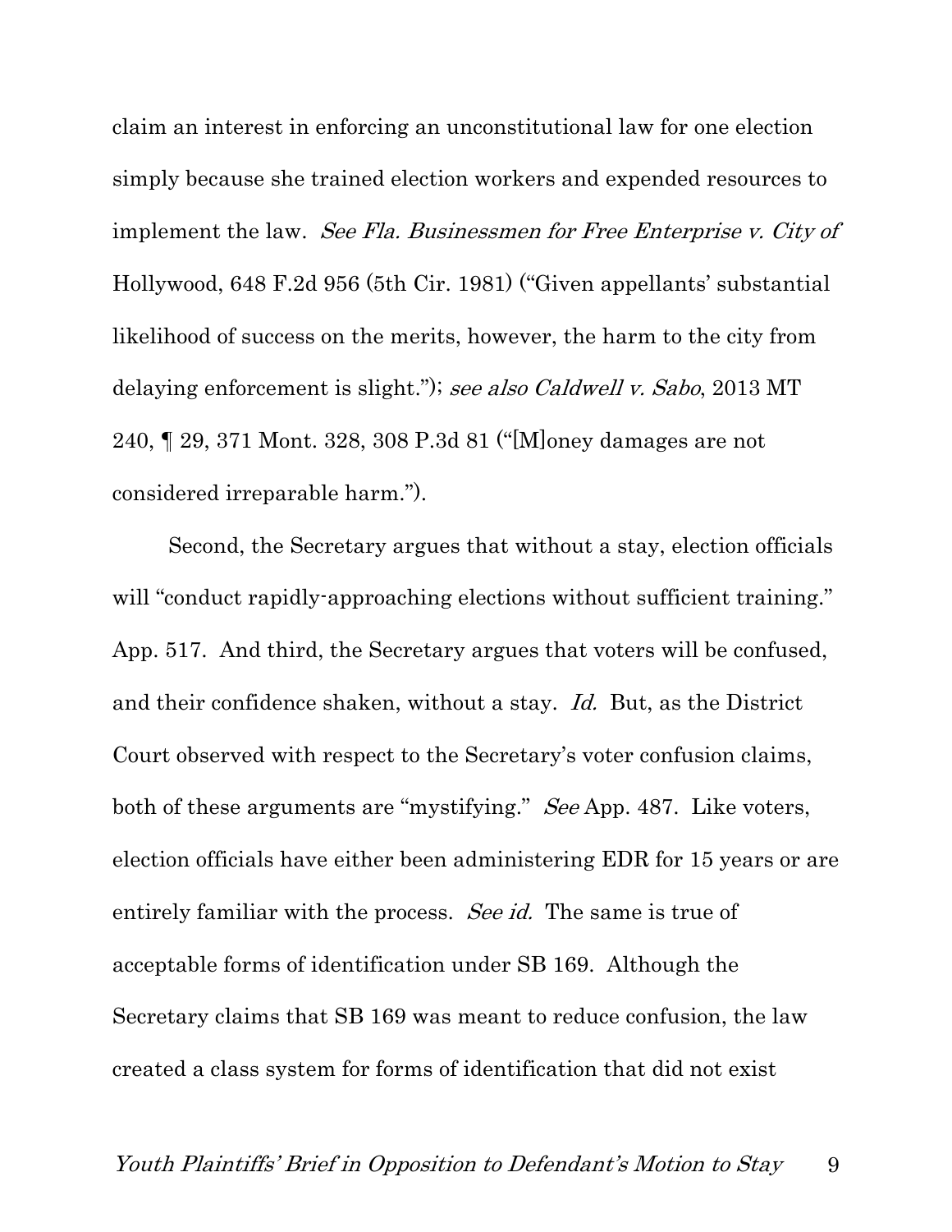claim an interest in enforcing an unconstitutional law for one election simply because she trained election workers and expended resources to implement the law. *See Fla. Businessmen for Free Enterprise v. City of* Hollywood, 648 F.2d 956 (5th Cir. 1981) ("Given appellants' substantial likelihood of success on the merits, however, the harm to the city from delaying enforcement is slight."); *see also Caldwell v. Sabo*, 2013 MT 240, ¶ 29, 371 Mont. 328, 308 P.3d 81 ("[M]oney damages are not considered irreparable harm.").

Second, the Secretary argues that without a stay, election officials will "conduct rapidly-approaching elections without sufficient training." App. 517. And third, the Secretary argues that voters will be confused, and their confidence shaken, without a stay. *Id.* But, as the District Court observed with respect to the Secretary's voter confusion claims, both of these arguments are "mystifying." *See* App. 487. Like voters, election officials have either been administering EDR for 15 years or are entirely familiar with the process. *See id.* The same is true of acceptable forms of identification under SB 169. Although the Secretary claims that SB 169 was meant to reduce confusion, the law created a class system for forms of identification that did not exist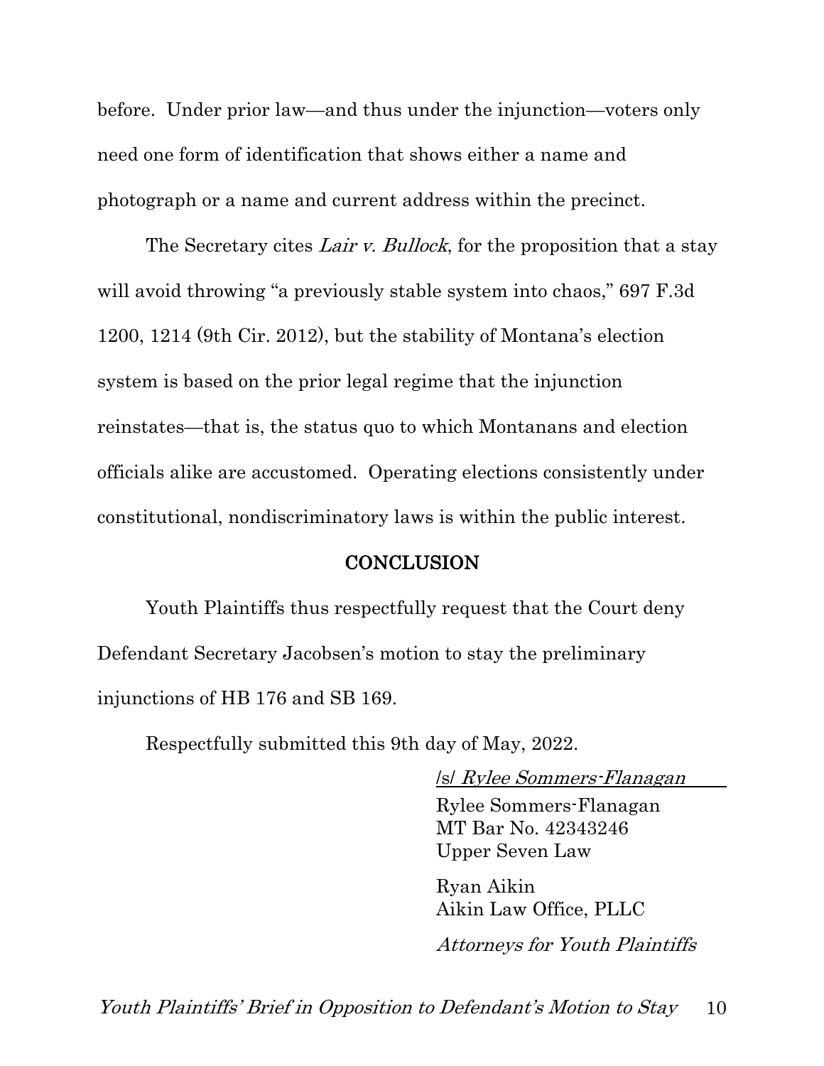before. Under prior law—and thus under the injunction—voters only need one form of identification that shows either a name and photograph or a name and current address within the precinct.

The Secretary cites *Lair v. Bullock*, for the proposition that a stay will avoid throwing "a previously stable system into chaos," 697 F.3d 1200, 1214 (9th Cir. 2012), but the stability of Montana's election system is based on the prior legal regime that the injunction reinstates—that is, the status quo to which Montanans and election officials alike are accustomed. Operating elections consistently under constitutional, nondiscriminatory laws is within the public interest.

## CONCLUSION

Youth Plaintiffs thus respectfully request that the Court deny Defendant Secretary Jacobsen's motion to stay the preliminary injunctions of HB 176 and SB 169.

Respectfully submitted this 9th day of May, 2022.

/s/ *Rylee Sommers-Flanagan*
Rylee Sommers-Flanagan
MT Bar No. 42343246
Upper Seven Law

Ryan Aikin
Aikin Law Office, PLLC

*Attorneys for Youth Plaintiffs*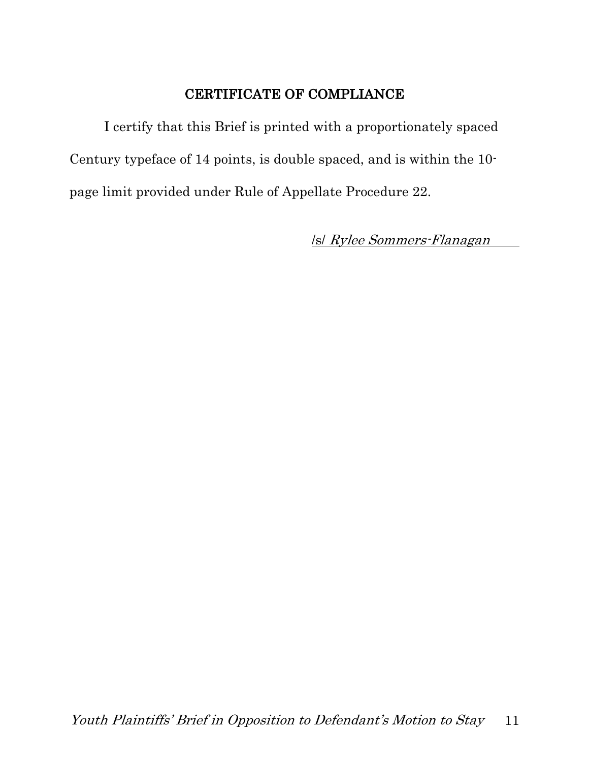## CERTIFICATE OF COMPLIANCE

I certify that this Brief is printed with a proportionately spaced Century typeface of 14 points, is double spaced, and is within the 10-page limit provided under Rule of Appellate Procedure 22.

/s/ *Rylee Sommers-Flanagan*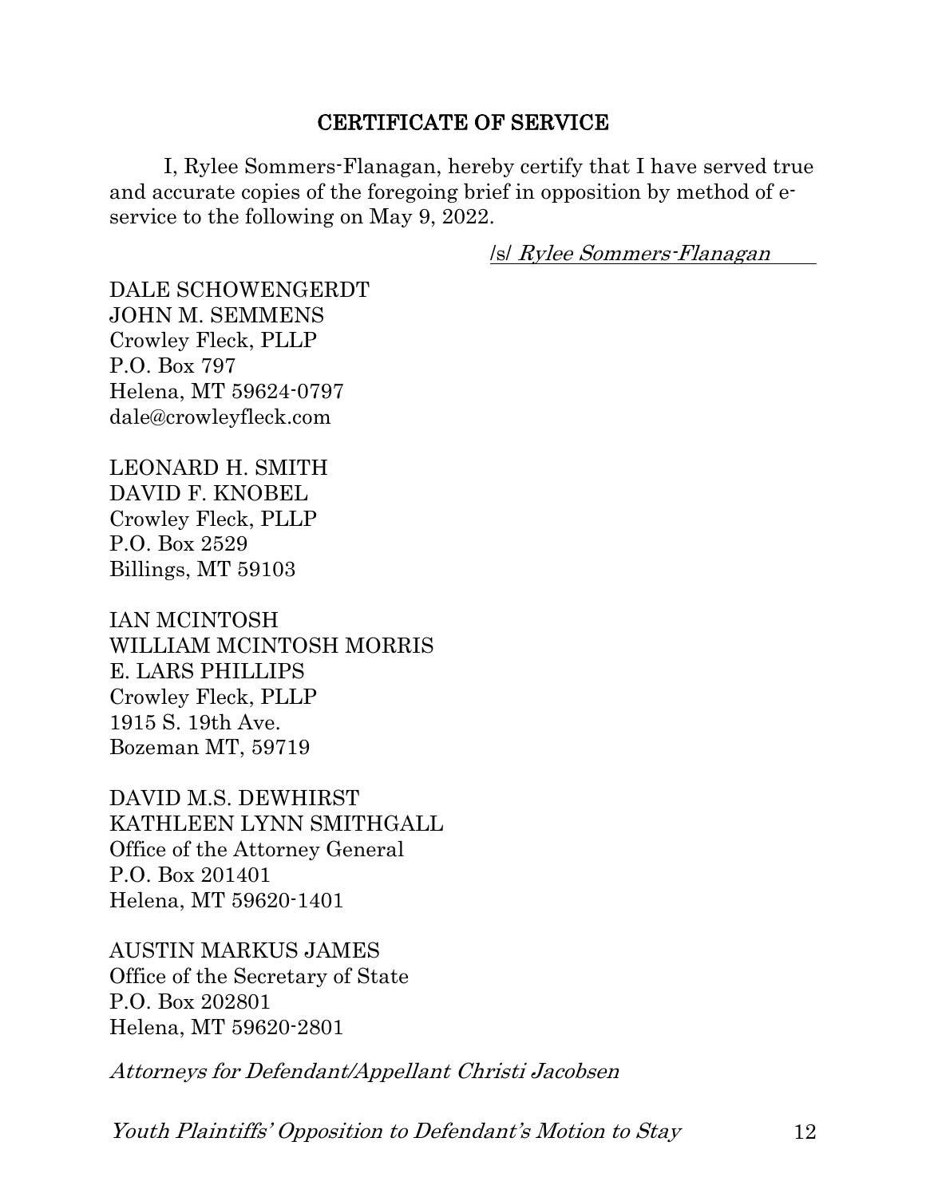## CERTIFICATE OF SERVICE

I, Rylee Sommers-Flanagan, hereby certify that I have served true and accurate copies of the foregoing brief in opposition by method of e-service to the following on May 9, 2022.

/s/ *Rylee Sommers-Flanagan*

DALE SCHOWENGERDT
JOHN M. SEMMENS
Crowley Fleck, PLLP
P.O. Box 797
Helena, MT 59624-0797
dale@crowleyfleck.com

LEONARD H. SMITH
DAVID F. KNOBEL
Crowley Fleck, PLLP
P.O. Box 2529
Billings, MT 59103

IAN MCINTOSH
WILLIAM MCINTOSH MORRIS
E. LARS PHILLIPS
Crowley Fleck, PLLP
1915 S. 19th Ave.
Bozeman MT, 59719

DAVID M.S. DEWHIRST
KATHLEEN LYNN SMITHGALL
Office of the Attorney General
P.O. Box 201401
Helena, MT 59620-1401

AUSTIN MARKUS JAMES
Office of the Secretary of State
P.O. Box 202801
Helena, MT 59620-2801

*Attorneys for Defendant/Appellant Christi Jacobsen*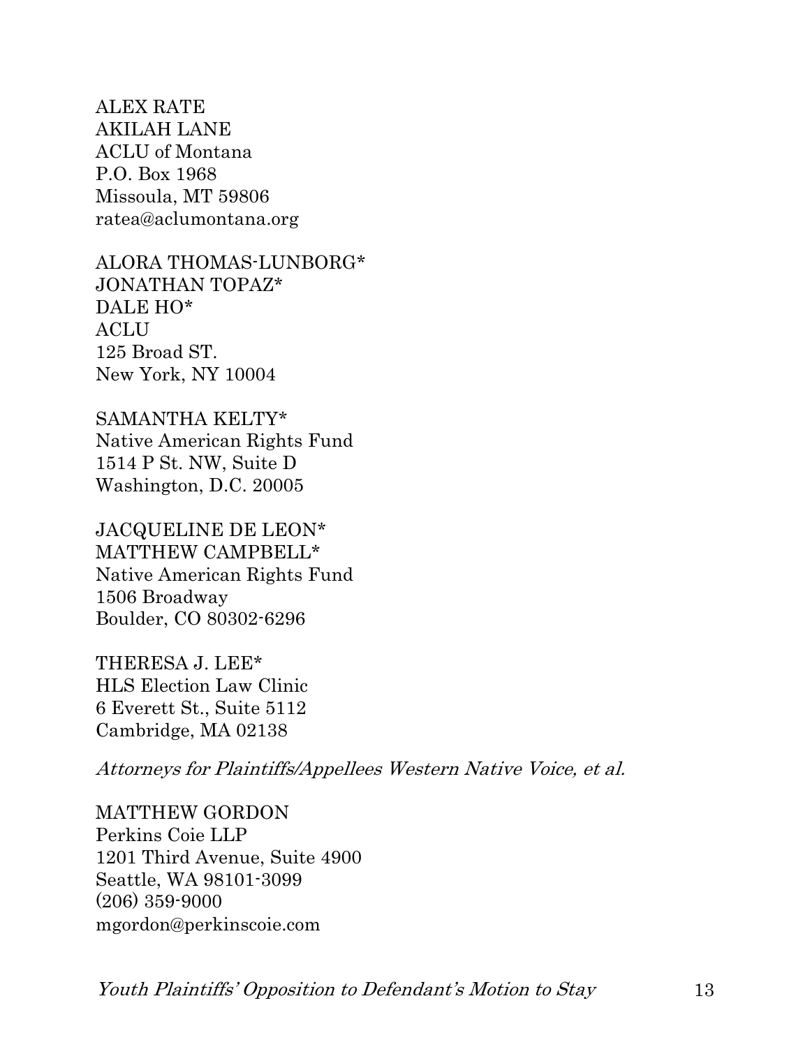ALEX RATE
AKILAH LANE
ACLU of Montana
P.O. Box 1968
Missoula, MT 59806
ratea@aclumontana.org

ALORA THOMAS-LUNBORG*
JONATHAN TOPAZ*
DALE HO*
ACLU
125 Broad ST.
New York, NY 10004

SAMANTHA KELTY*
Native American Rights Fund
1514 P St. NW, Suite D
Washington, D.C. 20005

JACQUELINE DE LEON*
MATTHEW CAMPBELL*
Native American Rights Fund
1506 Broadway
Boulder, CO 80302-6296

THERESA J. LEE*
HLS Election Law Clinic
6 Everett St., Suite 5112
Cambridge, MA 02138

*Attorneys for Plaintiffs/Appellees Western Native Voice, et al.*

MATTHEW GORDON
Perkins Coie LLP
1201 Third Avenue, Suite 4900
Seattle, WA 98101-3099
(206) 359-9000
mgordon@perkinscoie.com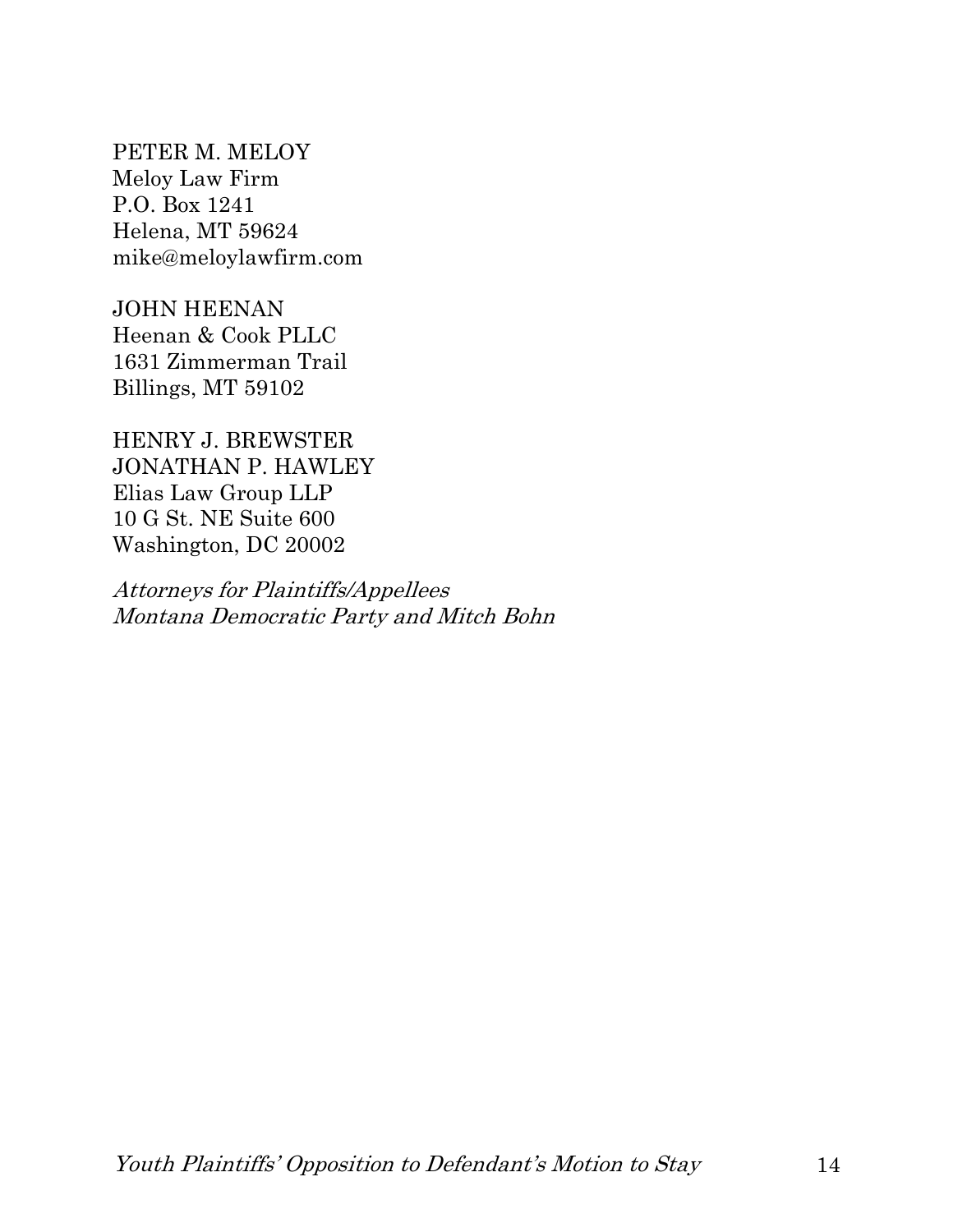PETER M. MELOY
Meloy Law Firm
P.O. Box 1241
Helena, MT 59624
mike@meloylawfirm.com

JOHN HEENAN
Heenan & Cook PLLC
1631 Zimmerman Trail
Billings, MT 59102

HENRY J. BREWSTER
JONATHAN P. HAWLEY
Elias Law Group LLP
10 G St. NE Suite 600
Washington, DC 20002

*Attorneys for Plaintiffs/Appellees*
*Montana Democratic Party and Mitch Bohn*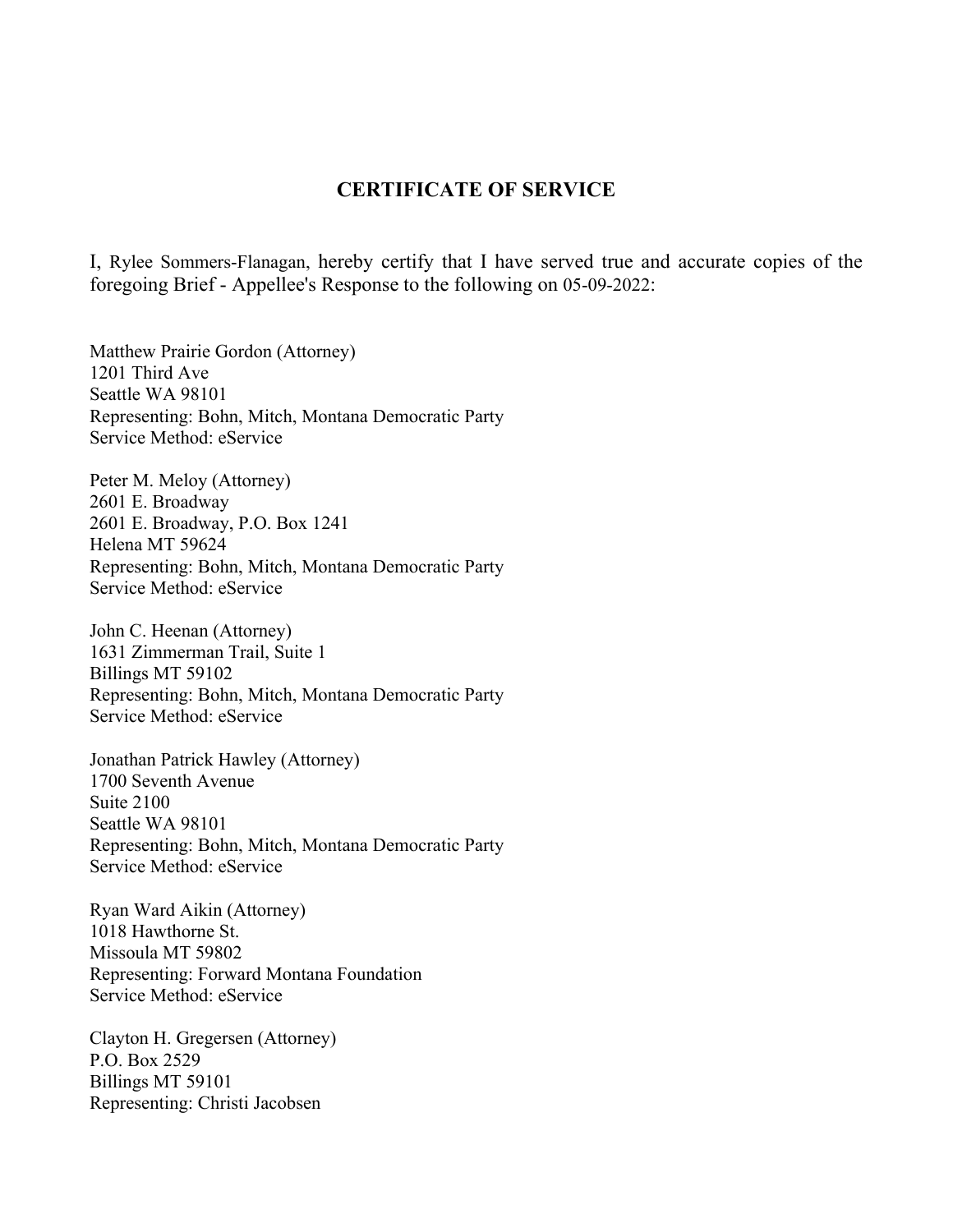## CERTIFICATE OF SERVICE

I, Rylee Sommers-Flanagan, hereby certify that I have served true and accurate copies of the foregoing Brief - Appellee's Response to the following on 05-09-2022:

Matthew Prairie Gordon (Attorney)
1201 Third Ave
Seattle WA 98101
Representing: Bohn, Mitch, Montana Democratic Party
Service Method: eService

Peter M. Meloy (Attorney)
2601 E. Broadway
2601 E. Broadway, P.O. Box 1241
Helena MT 59624
Representing: Bohn, Mitch, Montana Democratic Party
Service Method: eService

John C. Heenan (Attorney)
1631 Zimmerman Trail, Suite 1
Billings MT 59102
Representing: Bohn, Mitch, Montana Democratic Party
Service Method: eService

Jonathan Patrick Hawley (Attorney)
1700 Seventh Avenue
Suite 2100
Seattle WA 98101
Representing: Bohn, Mitch, Montana Democratic Party
Service Method: eService

Ryan Ward Aikin (Attorney)
1018 Hawthorne St.
Missoula MT 59802
Representing: Forward Montana Foundation
Service Method: eService

Clayton H. Gregersen (Attorney)
P.O. Box 2529
Billings MT 59101
Representing: Christi Jacobsen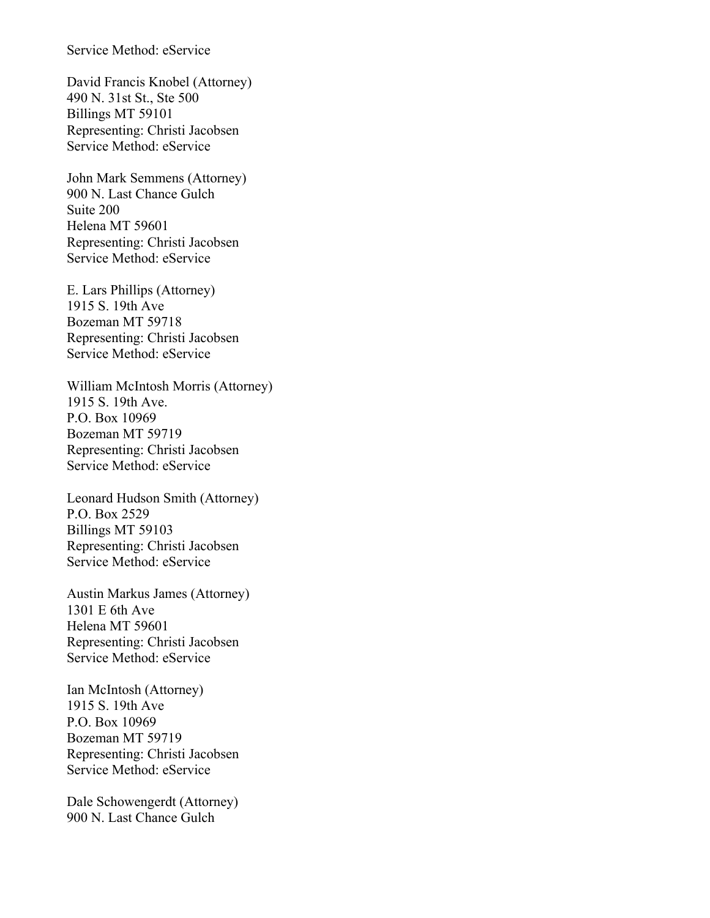Service Method: eService

David Francis Knobel (Attorney)
490 N. 31st St., Ste 500
Billings MT 59101
Representing: Christi Jacobsen
Service Method: eService

John Mark Semmens (Attorney)
900 N. Last Chance Gulch
Suite 200
Helena MT 59601
Representing: Christi Jacobsen
Service Method: eService

E. Lars Phillips (Attorney)
1915 S. 19th Ave
Bozeman MT 59718
Representing: Christi Jacobsen
Service Method: eService

William McIntosh Morris (Attorney)
1915 S. 19th Ave.
P.O. Box 10969
Bozeman MT 59719
Representing: Christi Jacobsen
Service Method: eService

Leonard Hudson Smith (Attorney)
P.O. Box 2529
Billings MT 59103
Representing: Christi Jacobsen
Service Method: eService

Austin Markus James (Attorney)
1301 E 6th Ave
Helena MT 59601
Representing: Christi Jacobsen
Service Method: eService

Ian McIntosh (Attorney)
1915 S. 19th Ave
P.O. Box 10969
Bozeman MT 59719
Representing: Christi Jacobsen
Service Method: eService

Dale Schowengerdt (Attorney)
900 N. Last Chance Gulch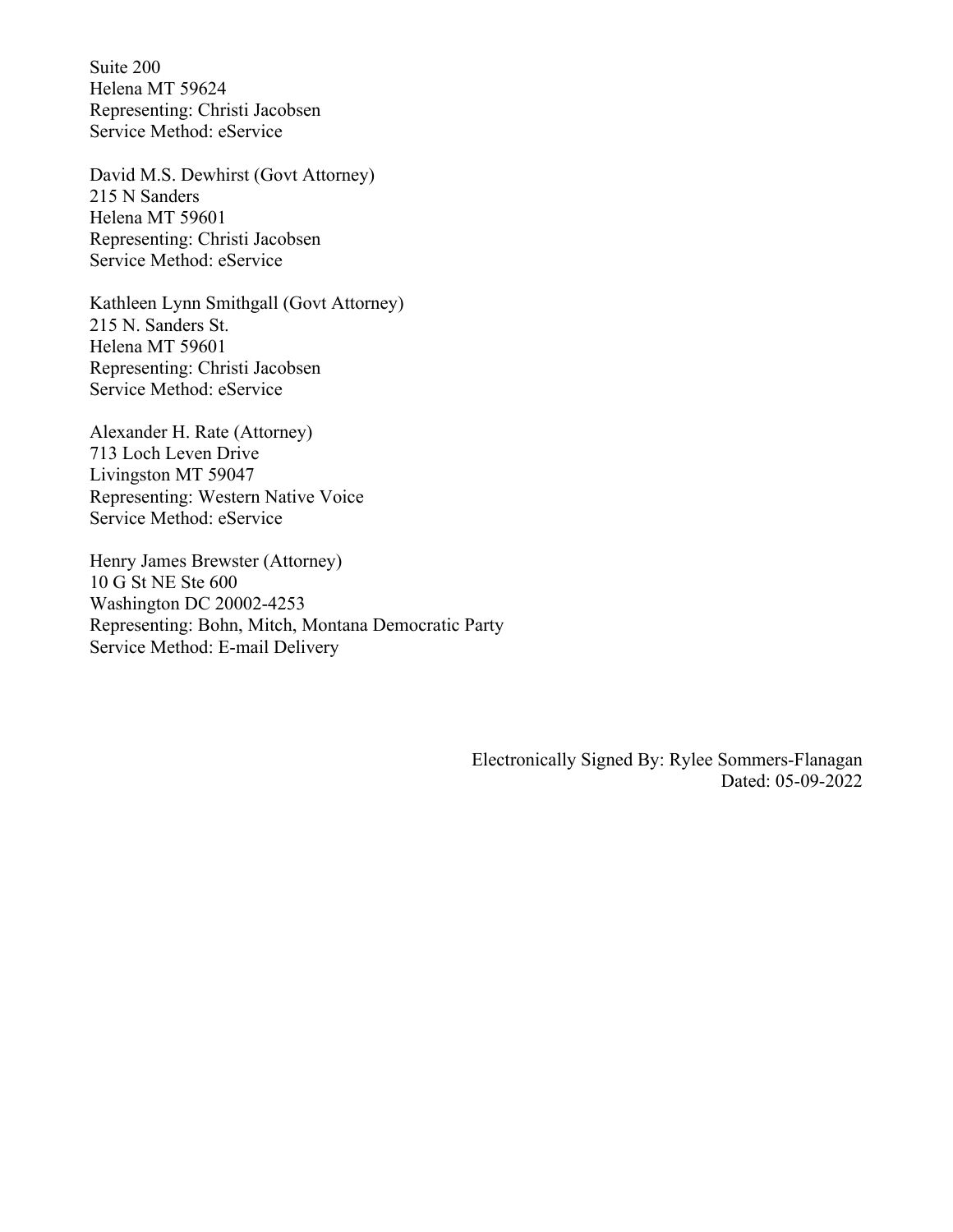Suite 200
Helena MT 59624
Representing: Christi Jacobsen
Service Method: eService

David M.S. Dewhirst (Govt Attorney)
215 N Sanders
Helena MT 59601
Representing: Christi Jacobsen
Service Method: eService

Kathleen Lynn Smithgall (Govt Attorney)
215 N. Sanders St.
Helena MT 59601
Representing: Christi Jacobsen
Service Method: eService

Alexander H. Rate (Attorney)
713 Loch Leven Drive
Livingston MT 59047
Representing: Western Native Voice
Service Method: eService

Henry James Brewster (Attorney)
10 G St NE Ste 600
Washington DC 20002-4253
Representing: Bohn, Mitch, Montana Democratic Party
Service Method: E-mail Delivery

Electronically Signed By: Rylee Sommers-Flanagan
Dated: 05-09-2022